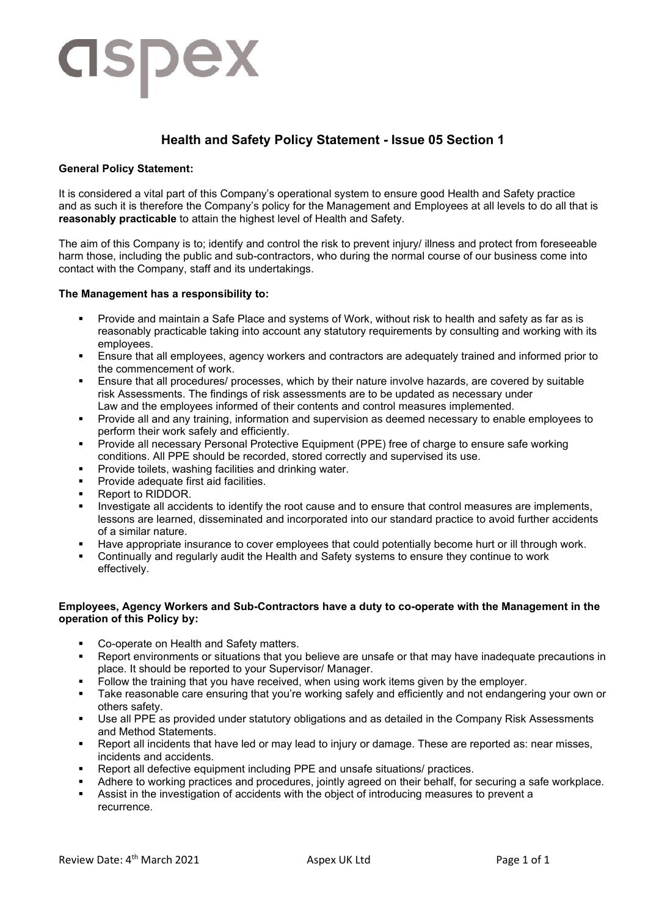aspex

# Health and Safety Policy Statement - Issue 05 Section 1

**General Policy Statement:**

It is considered a vital part of this Company's operational system to ensure good Health and Safety practice and as such it is therefore the Company's policy for the Management and Employees at all levels to do all that is **reasonably practicable** to attain the highest level of Health and Safety.

The aim of this Company is to; identify and control the risk to prevent injury/ illness and protect from foreseeable harm those, including the public and sub-contractors, who during the normal course of our business come into contact with the Company, staff and its undertakings.

**The Management has a responsibility to:**

- Provide and maintain a Safe Place and systems of Work, without risk to health and safety as far as is reasonably practicable taking into account any statutory requirements by consulting and working with its employees.
- Ensure that all employees, agency workers and contractors are adequately trained and informed prior to the commencement of work.
- Ensure that all procedures/ processes, which by their nature involve hazards, are covered by suitable risk Assessments. The findings of risk assessments are to be updated as necessary under Law and the employees informed of their contents and control measures implemented.
- Provide all and any training, information and supervision as deemed necessary to enable employees to perform their work safely and efficiently.
- Provide all necessary Personal Protective Equipment (PPE) free of charge to ensure safe working conditions. All PPE should be recorded, stored correctly and supervised its use.
- Provide toilets, washing facilities and drinking water.
- Provide adequate first aid facilities.
- Report to RIDDOR.
- Investigate all accidents to identify the root cause and to ensure that control measures are implements, lessons are learned, disseminated and incorporated into our standard practice to avoid further accidents of a similar nature.
- Have appropriate insurance to cover employees that could potentially become hurt or ill through work.
- Continually and regularly audit the Health and Safety systems to ensure they continue to work effectively.

**Employees, Agency Workers and Sub-Contractors have a duty to co-operate with the Management in the operation of this Policy by:**

- Co-operate on Health and Safety matters.
- Report environments or situations that you believe are unsafe or that may have inadequate precautions in place. It should be reported to your Supervisor/ Manager.
- Follow the training that you have received, when using work items given by the employer.
- Take reasonable care ensuring that you're working safely and efficiently and not endangering your own or others safety.
- Use all PPE as provided under statutory obligations and as detailed in the Company Risk Assessments and Method Statements.
- Report all incidents that have led or may lead to injury or damage. These are reported as: near misses, incidents and accidents.
- Report all defective equipment including PPE and unsafe situations/ practices.
- Adhere to working practices and procedures, jointly agreed on their behalf, for securing a safe workplace.
- Assist in the investigation of accidents with the object of introducing measures to prevent a recurrence.

Review Date: 4th March 2021 Aspex UK Ltd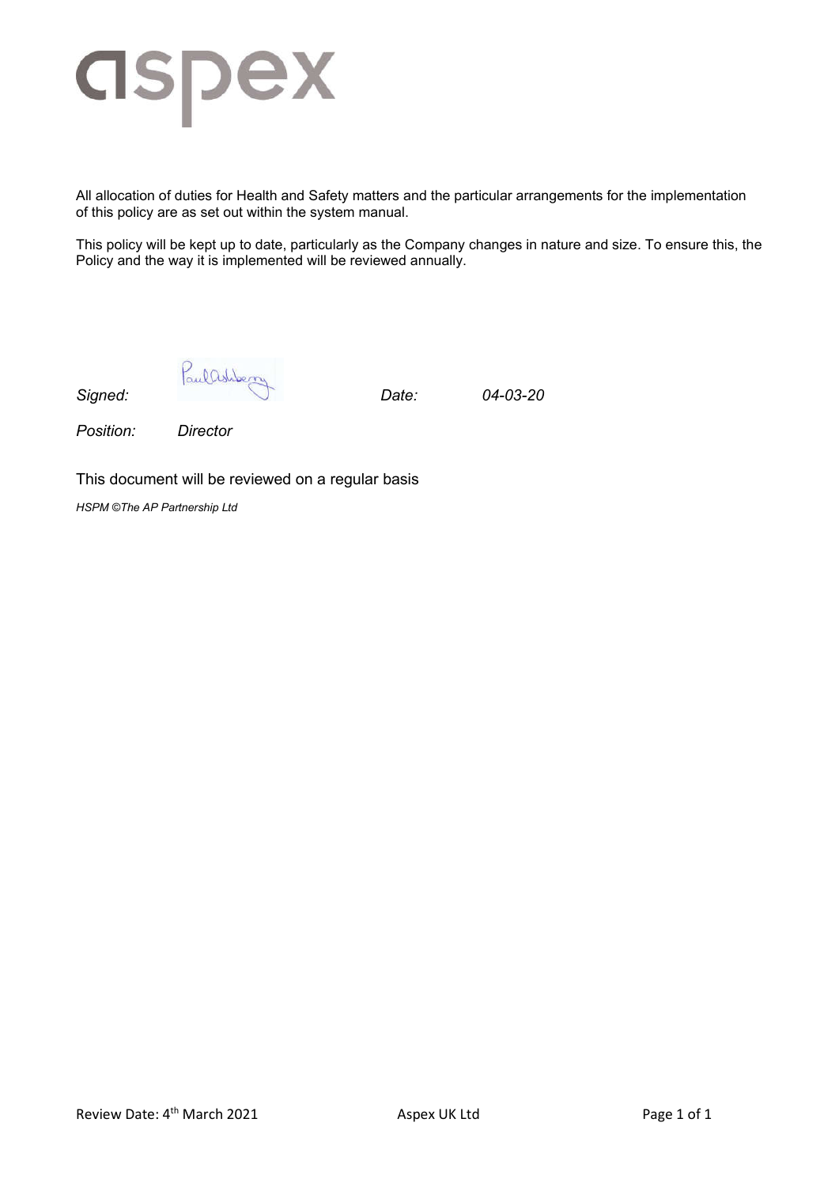All allocation of duties for Health and Safety matters and the particular arrangements for the implementation of this policy are as set out within the system manual.

This policy will be kept up to date, particularly as the Company changes in nature and size. To ensure this, the Policy and the way it is implemented will be reviewed annually.

*Signed:* Paul Ashberry *Date:* *04-03-20*

*Position:* *Director*

This document will be reviewed on a regular basis

*HSPM ©The AP Partnership Ltd*

Review Date: 4th March 2021 Aspex UK Ltd